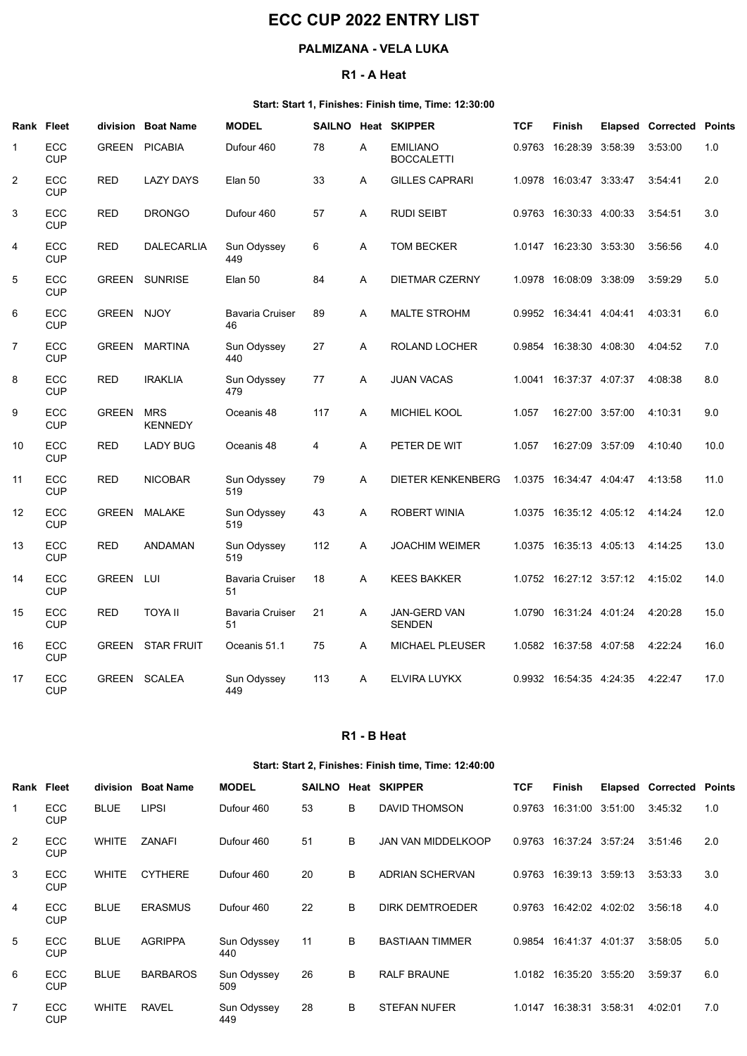# ECC CUP 2022 ENTRY LIST

## PALMIZANA - VELA LUKA

### R1 - A Heat

**Start: Start 1, Finishes: Finish time, Time: 12:30:00**

| Rank | Fleet | division | Boat Name | MODEL | SAILNO | Heat | SKIPPER | TCF | Finish | Elapsed | Corrected | Points |
|---|---|---|---|---|---|---|---|---|---|---|---|---|
| 1 | ECC CUP | GREEN | PICABIA | Dufour 460 | 78 | A | EMILIANO BOCCALETTI | 0.9763 | 16:28:39 | 3:58:39 | 3:53:00 | 1.0 |
| 2 | ECC CUP | RED | LAZY DAYS | Elan 50 | 33 | A | GILLES CAPRARI | 1.0978 | 16:03:47 | 3:33:47 | 3:54:41 | 2.0 |
| 3 | ECC CUP | RED | DRONGO | Dufour 460 | 57 | A | RUDI SEIBT | 0.9763 | 16:30:33 | 4:00:33 | 3:54:51 | 3.0 |
| 4 | ECC CUP | RED | DALECARLIA | Sun Odyssey 449 | 6 | A | TOM BECKER | 1.0147 | 16:23:30 | 3:53:30 | 3:56:56 | 4.0 |
| 5 | ECC CUP | GREEN | SUNRISE | Elan 50 | 84 | A | DIETMAR CZERNY | 1.0978 | 16:08:09 | 3:38:09 | 3:59:29 | 5.0 |
| 6 | ECC CUP | GREEN | NJOY | Bavaria Cruiser 46 | 89 | A | MALTE STROHM | 0.9952 | 16:34:41 | 4:04:41 | 4:03:31 | 6.0 |
| 7 | ECC CUP | GREEN | MARTINA | Sun Odyssey 440 | 27 | A | ROLAND LOCHER | 0.9854 | 16:38:30 | 4:08:30 | 4:04:52 | 7.0 |
| 8 | ECC CUP | RED | IRAKLIA | Sun Odyssey 479 | 77 | A | JUAN VACAS | 1.0041 | 16:37:37 | 4:07:37 | 4:08:38 | 8.0 |
| 9 | ECC CUP | GREEN | MRS KENNEDY | Oceanis 48 | 117 | A | MICHIEL KOOL | 1.057 | 16:27:00 | 3:57:00 | 4:10:31 | 9.0 |
| 10 | ECC CUP | RED | LADY BUG | Oceanis 48 | 4 | A | PETER DE WIT | 1.057 | 16:27:09 | 3:57:09 | 4:10:40 | 10.0 |
| 11 | ECC CUP | RED | NICOBAR | Sun Odyssey 519 | 79 | A | DIETER KENKENBERG | 1.0375 | 16:34:47 | 4:04:47 | 4:13:58 | 11.0 |
| 12 | ECC CUP | GREEN | MALAKE | Sun Odyssey 519 | 43 | A | ROBERT WINIA | 1.0375 | 16:35:12 | 4:05:12 | 4:14:24 | 12.0 |
| 13 | ECC CUP | RED | ANDAMAN | Sun Odyssey 519 | 112 | A | JOACHIM WEIMER | 1.0375 | 16:35:13 | 4:05:13 | 4:14:25 | 13.0 |
| 14 | ECC CUP | GREEN | LUI | Bavaria Cruiser 51 | 18 | A | KEES BAKKER | 1.0752 | 16:27:12 | 3:57:12 | 4:15:02 | 14.0 |
| 15 | ECC CUP | RED | TOYA II | Bavaria Cruiser 51 | 21 | A | JAN-GERD VAN SENDEN | 1.0790 | 16:31:24 | 4:01:24 | 4:20:28 | 15.0 |
| 16 | ECC CUP | GREEN | STAR FRUIT | Oceanis 51.1 | 75 | A | MICHAEL PLEUSER | 1.0582 | 16:37:58 | 4:07:58 | 4:22:24 | 16.0 |
| 17 | ECC CUP | GREEN | SCALEA | Sun Odyssey 449 | 113 | A | ELVIRA LUYKX | 0.9932 | 16:54:35 | 4:24:35 | 4:22:47 | 17.0 |

### R1 - B Heat

**Start: Start 2, Finishes: Finish time, Time: 12:40:00**

| Rank | Fleet | division | Boat Name | MODEL | SAILNO | Heat | SKIPPER | TCF | Finish | Elapsed | Corrected | Points |
|---|---|---|---|---|---|---|---|---|---|---|---|---|
| 1 | ECC CUP | BLUE | LIPSI | Dufour 460 | 53 | B | DAVID THOMSON | 0.9763 | 16:31:00 | 3:51:00 | 3:45:32 | 1.0 |
| 2 | ECC CUP | WHITE | ZANAFI | Dufour 460 | 51 | B | JAN VAN MIDDELKOOP | 0.9763 | 16:37:24 | 3:57:24 | 3:51:46 | 2.0 |
| 3 | ECC CUP | WHITE | CYTHERE | Dufour 460 | 20 | B | ADRIAN SCHERVAN | 0.9763 | 16:39:13 | 3:59:13 | 3:53:33 | 3.0 |
| 4 | ECC CUP | BLUE | ERASMUS | Dufour 460 | 22 | B | DIRK DEMTROEDER | 0.9763 | 16:42:02 | 4:02:02 | 3:56:18 | 4.0 |
| 5 | ECC CUP | BLUE | AGRIPPA | Sun Odyssey 440 | 11 | B | BASTIAAN TIMMER | 0.9854 | 16:41:37 | 4:01:37 | 3:58:05 | 5.0 |
| 6 | ECC CUP | BLUE | BARBAROS | Sun Odyssey 509 | 26 | B | RALF BRAUNE | 1.0182 | 16:35:20 | 3:55:20 | 3:59:37 | 6.0 |
| 7 | ECC CUP | WHITE | RAVEL | Sun Odyssey 449 | 28 | B | STEFAN NUFER | 1.0147 | 16:38:31 | 3:58:31 | 4:02:01 | 7.0 |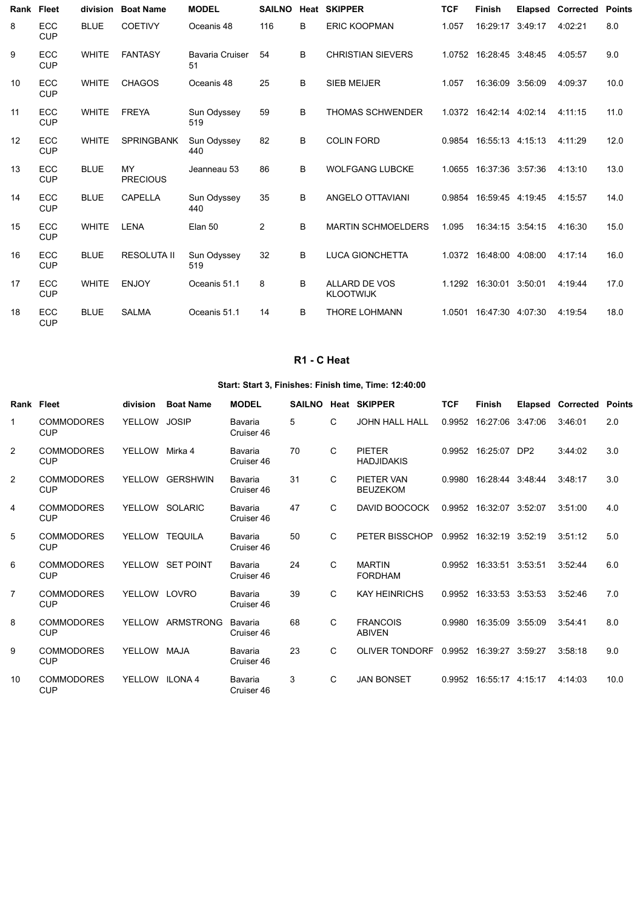| Rank | Fleet | division | Boat Name | MODEL | SAILNO | Heat | SKIPPER | TCF | Finish | Elapsed | Corrected | Points |
|---|---|---|---|---|---|---|---|---|---|---|---|---|
| 8 | ECC CUP | BLUE | COETIVY | Oceanis 48 | 116 | B | ERIC KOOPMAN | 1.057 | 16:29:17 | 3:49:17 | 4:02:21 | 8.0 |
| 9 | ECC CUP | WHITE | FANTASY | Bavaria Cruiser 51 | 54 | B | CHRISTIAN SIEVERS | 1.0752 | 16:28:45 | 3:48:45 | 4:05:57 | 9.0 |
| 10 | ECC CUP | WHITE | CHAGOS | Oceanis 48 | 25 | B | SIEB MEIJER | 1.057 | 16:36:09 | 3:56:09 | 4:09:37 | 10.0 |
| 11 | ECC CUP | WHITE | FREYA | Sun Odyssey 519 | 59 | B | THOMAS SCHWENDER | 1.0372 | 16:42:14 | 4:02:14 | 4:11:15 | 11.0 |
| 12 | ECC CUP | WHITE | SPRINGBANK | Sun Odyssey 440 | 82 | B | COLIN FORD | 0.9854 | 16:55:13 | 4:15:13 | 4:11:29 | 12.0 |
| 13 | ECC CUP | BLUE | MY PRECIOUS | Jeanneau 53 | 86 | B | WOLFGANG LUBCKE | 1.0655 | 16:37:36 | 3:57:36 | 4:13:10 | 13.0 |
| 14 | ECC CUP | BLUE | CAPELLA | Sun Odyssey 440 | 35 | B | ANGELO OTTAVIANI | 0.9854 | 16:59:45 | 4:19:45 | 4:15:57 | 14.0 |
| 15 | ECC CUP | WHITE | LENA | Elan 50 | 2 | B | MARTIN SCHMOELDERS | 1.095 | 16:34:15 | 3:54:15 | 4:16:30 | 15.0 |
| 16 | ECC CUP | BLUE | RESOLUTA II | Sun Odyssey 519 | 32 | B | LUCA GIONCHETTA | 1.0372 | 16:48:00 | 4:08:00 | 4:17:14 | 16.0 |
| 17 | ECC CUP | WHITE | ENJOY | Oceanis 51.1 | 8 | B | ALLARD DE VOS KLOOTWIJK | 1.1292 | 16:30:01 | 3:50:01 | 4:19:44 | 17.0 |
| 18 | ECC CUP | BLUE | SALMA | Oceanis 51.1 | 14 | B | THORE LOHMANN | 1.0501 | 16:47:30 | 4:07:30 | 4:19:54 | 18.0 |

## R1 - C Heat

**Start: Start 3, Finishes: Finish time, Time: 12:40:00**

| Rank | Fleet | division | Boat Name | MODEL | SAILNO | Heat | SKIPPER | TCF | Finish | Elapsed | Corrected | Points |
|---|---|---|---|---|---|---|---|---|---|---|---|---|
| 1 | COMMODORES CUP | YELLOW | JOSIP | Bavaria Cruiser 46 | 5 | C | JOHN HALL HALL | 0.9952 | 16:27:06 | 3:47:06 | 3:46:01 | 2.0 |
| 2 | COMMODORES CUP | YELLOW | Mirka 4 | Bavaria Cruiser 46 | 70 | C | PIETER HADJIDAKIS | 0.9952 | 16:25:07 | DP2 | 3:44:02 | 3.0 |
| 2 | COMMODORES CUP | YELLOW | GERSHWIN | Bavaria Cruiser 46 | 31 | C | PIETER VAN BEUZEKOM | 0.9980 | 16:28:44 | 3:48:44 | 3:48:17 | 3.0 |
| 4 | COMMODORES CUP | YELLOW | SOLARIC | Bavaria Cruiser 46 | 47 | C | DAVID BOOCOCK | 0.9952 | 16:32:07 | 3:52:07 | 3:51:00 | 4.0 |
| 5 | COMMODORES CUP | YELLOW | TEQUILA | Bavaria Cruiser 46 | 50 | C | PETER BISSCHOP | 0.9952 | 16:32:19 | 3:52:19 | 3:51:12 | 5.0 |
| 6 | COMMODORES CUP | YELLOW | SET POINT | Bavaria Cruiser 46 | 24 | C | MARTIN FORDHAM | 0.9952 | 16:33:51 | 3:53:51 | 3:52:44 | 6.0 |
| 7 | COMMODORES CUP | YELLOW | LOVRO | Bavaria Cruiser 46 | 39 | C | KAY HEINRICHS | 0.9952 | 16:33:53 | 3:53:53 | 3:52:46 | 7.0 |
| 8 | COMMODORES CUP | YELLOW | ARMSTRONG | Bavaria Cruiser 46 | 68 | C | FRANCOIS ABIVEN | 0.9980 | 16:35:09 | 3:55:09 | 3:54:41 | 8.0 |
| 9 | COMMODORES CUP | YELLOW | MAJA | Bavaria Cruiser 46 | 23 | C | OLIVER TONDORF | 0.9952 | 16:39:27 | 3:59:27 | 3:58:18 | 9.0 |
| 10 | COMMODORES CUP | YELLOW | ILONA 4 | Bavaria Cruiser 46 | 3 | C | JAN BONSET | 0.9952 | 16:55:17 | 4:15:17 | 4:14:03 | 10.0 |